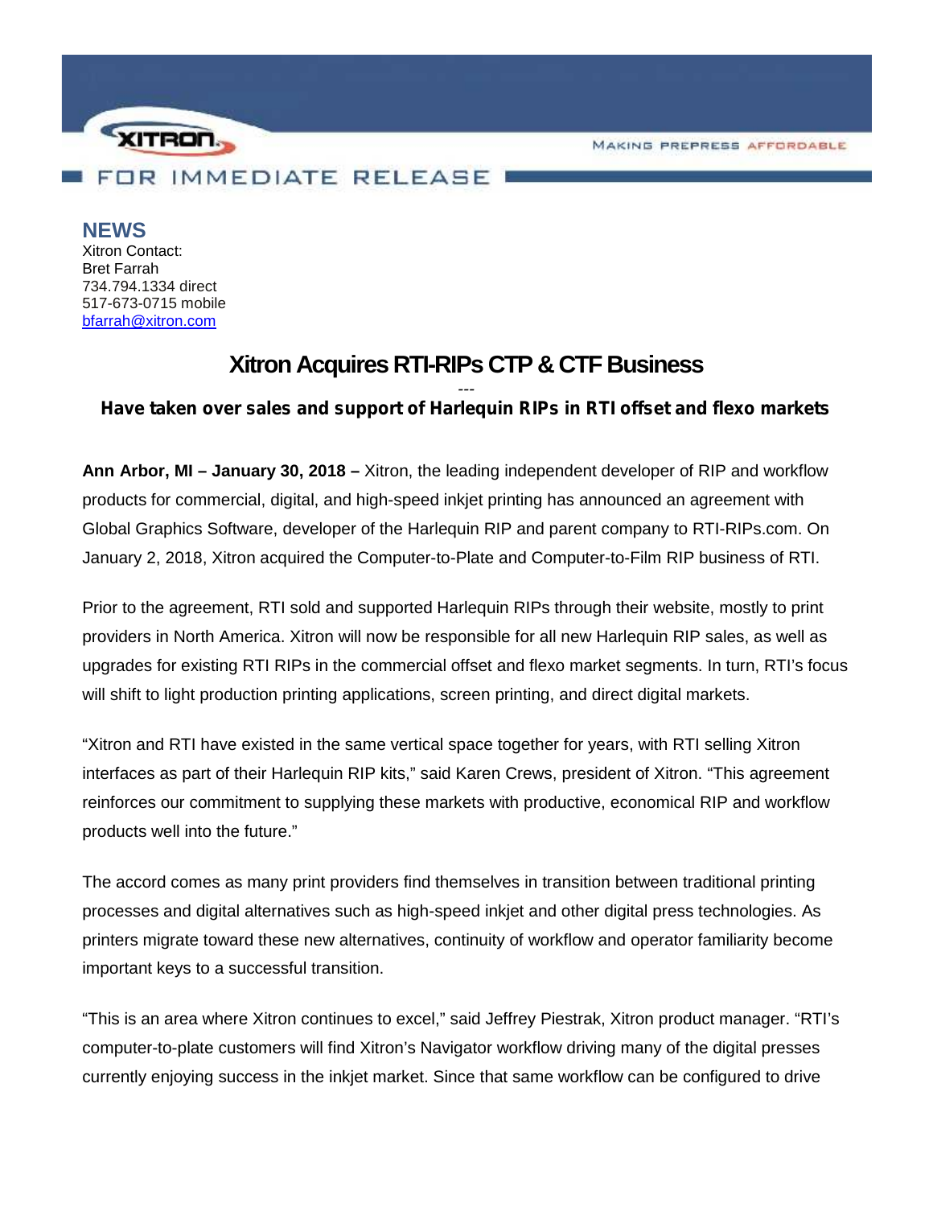XITRON

MAKING PREPRESS AFFORDABLE

FOR IMMEDIATE RELEASE

**NEWS**

Xitron Contact:
Bret Farrah
734.794.1334 direct
517-673-0715 mobile
[bfarrah@xitron.com](mailto:bfarrah@xitron.com)

# Xitron Acquires RTI-RIPs CTP & CTF Business

---

**Have taken over sales and support of Harlequin RIPs in RTI offset and flexo markets**

**Ann Arbor, MI – January 30, 2018 –** Xitron, the leading independent developer of RIP and workflow products for commercial, digital, and high-speed inkjet printing has announced an agreement with Global Graphics Software, developer of the Harlequin RIP and parent company to RTI-RIPs.com. On January 2, 2018, Xitron acquired the Computer-to-Plate and Computer-to-Film RIP business of RTI.

Prior to the agreement, RTI sold and supported Harlequin RIPs through their website, mostly to print providers in North America. Xitron will now be responsible for all new Harlequin RIP sales, as well as upgrades for existing RTI RIPs in the commercial offset and flexo market segments. In turn, RTI's focus will shift to light production printing applications, screen printing, and direct digital markets.

"Xitron and RTI have existed in the same vertical space together for years, with RTI selling Xitron interfaces as part of their Harlequin RIP kits," said Karen Crews, president of Xitron. "This agreement reinforces our commitment to supplying these markets with productive, economical RIP and workflow products well into the future."

The accord comes as many print providers find themselves in transition between traditional printing processes and digital alternatives such as high-speed inkjet and other digital press technologies. As printers migrate toward these new alternatives, continuity of workflow and operator familiarity become important keys to a successful transition.

"This is an area where Xitron continues to excel," said Jeffrey Piestrak, Xitron product manager. "RTI's computer-to-plate customers will find Xitron's Navigator workflow driving many of the digital presses currently enjoying success in the inkjet market. Since that same workflow can be configured to drive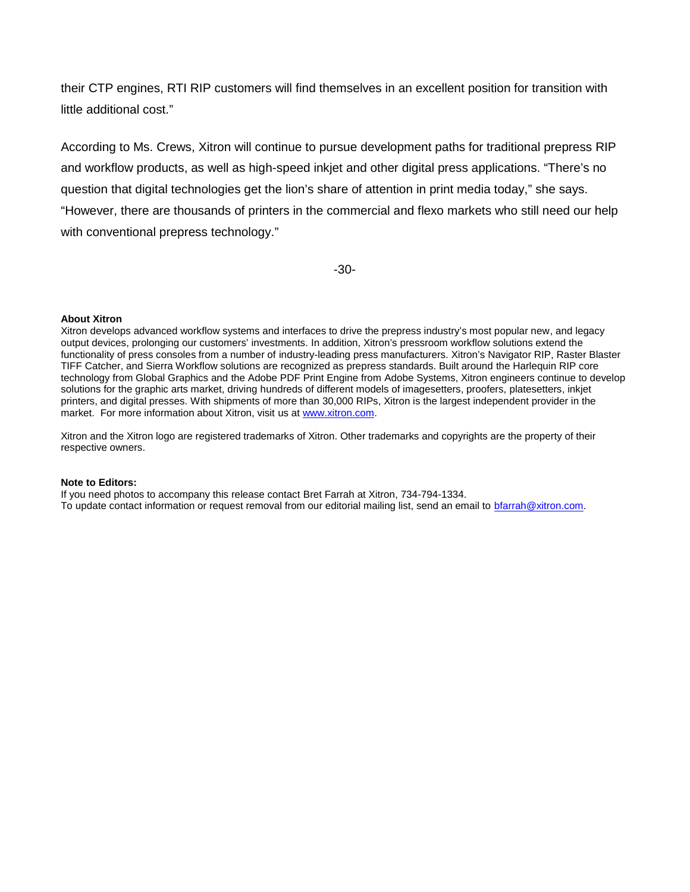their CTP engines, RTI RIP customers will find themselves in an excellent position for transition with little additional cost."

According to Ms. Crews, Xitron will continue to pursue development paths for traditional prepress RIP and workflow products, as well as high-speed inkjet and other digital press applications. "There's no question that digital technologies get the lion's share of attention in print media today," she says. "However, there are thousands of printers in the commercial and flexo markets who still need our help with conventional prepress technology."

-30-

**About Xitron**

Xitron develops advanced workflow systems and interfaces to drive the prepress industry's most popular new, and legacy output devices, prolonging our customers' investments. In addition, Xitron's pressroom workflow solutions extend the functionality of press consoles from a number of industry-leading press manufacturers. Xitron's Navigator RIP, Raster Blaster TIFF Catcher, and Sierra Workflow solutions are recognized as prepress standards. Built around the Harlequin RIP core technology from Global Graphics and the Adobe PDF Print Engine from Adobe Systems, Xitron engineers continue to develop solutions for the graphic arts market, driving hundreds of different models of imagesetters, proofers, platesetters, inkjet printers, and digital presses. With shipments of more than 30,000 RIPs, Xitron is the largest independent provider in the market. For more information about Xitron, visit us at www.xitron.com.

Xitron and the Xitron logo are registered trademarks of Xitron. Other trademarks and copyrights are the property of their respective owners.

**Note to Editors:**

If you need photos to accompany this release contact Bret Farrah at Xitron, 734-794-1334.
To update contact information or request removal from our editorial mailing list, send an email to bfarrah@xitron.com.